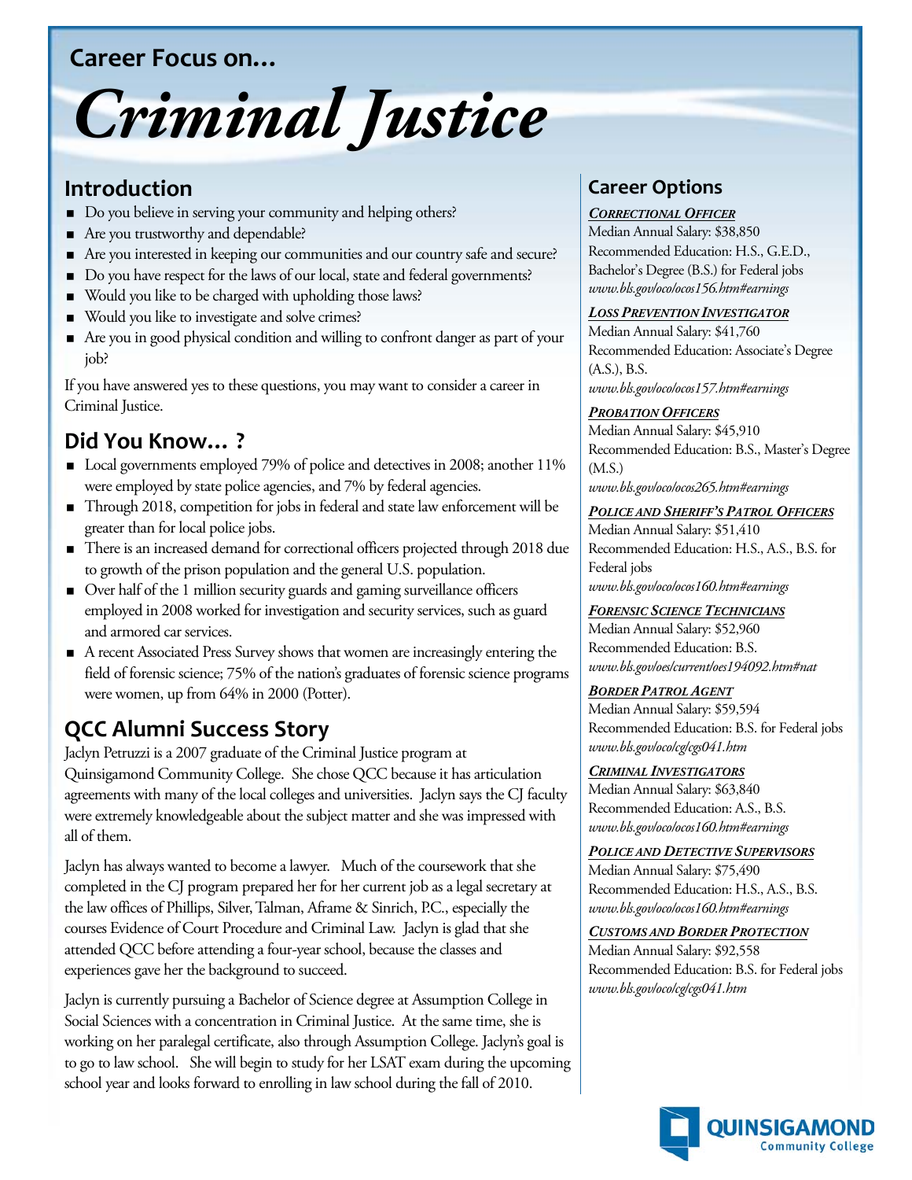## Career Focus on...

# Criminal Justice

## Introduction

- Do you believe in serving your community and helping others?
- Are you trustworthy and dependable?
- Are you interested in keeping our communities and our country safe and secure?
- Do you have respect for the laws of our local, state and federal governments?
- Would you like to be charged with upholding those laws?
- Would you like to investigate and solve crimes?
- Are you in good physical condition and willing to confront danger as part of your job?

If you have answered yes to these questions, you may want to consider a career in Criminal Justice.

## Did You Know... ?

- Local governments employed 79% of police and detectives in 2008; another 11% were employed by state police agencies, and 7% by federal agencies.
- Through 2018, competition for jobs in federal and state law enforcement will be greater than for local police jobs.
- There is an increased demand for correctional officers projected through 2018 due to growth of the prison population and the general U.S. population.
- Over half of the 1 million security guards and gaming surveillance officers employed in 2008 worked for investigation and security services, such as guard and armored car services.
- A recent Associated Press Survey shows that women are increasingly entering the field of forensic science; 75% of the nation's graduates of forensic science programs were women, up from 64% in 2000 (Potter).

## QCC Alumni Success Story

Jaclyn Petruzzi is a 2007 graduate of the Criminal Justice program at Quinsigamond Community College. She chose QCC because it has articulation agreements with many of the local colleges and universities. Jaclyn says the CJ faculty were extremely knowledgeable about the subject matter and she was impressed with all of them.

Jaclyn has always wanted to become a lawyer. Much of the coursework that she completed in the CJ program prepared her for her current job as a legal secretary at the law offices of Phillips, Silver, Talman, Aframe & Sinrich, P.C., especially the courses Evidence of Court Procedure and Criminal Law. Jaclyn is glad that she attended QCC before attending a four-year school, because the classes and experiences gave her the background to succeed.

Jaclyn is currently pursuing a Bachelor of Science degree at Assumption College in Social Sciences with a concentration in Criminal Justice. At the same time, she is working on her paralegal certificate, also through Assumption College. Jaclyn's goal is to go to law school. She will begin to study for her LSAT exam during the upcoming school year and looks forward to enrolling in law school during the fall of 2010.

## Career Options

***Correctional Officer***
Median Annual Salary: $38,850
Recommended Education: H.S., G.E.D., Bachelor's Degree (B.S.) for Federal jobs
*www.bls.gov/oco/ocos156.htm#earnings*

***Loss Prevention Investigator***
Median Annual Salary: $41,760
Recommended Education: Associate's Degree (A.S.), B.S.
*www.bls.gov/oco/ocos157.htm#earnings*

***Probation Officers***
Median Annual Salary: $45,910
Recommended Education: B.S., Master's Degree (M.S.)
*www.bls.gov/oco/ocos265.htm#earnings*

***Police and Sheriff's Patrol Officers***
Median Annual Salary: $51,410
Recommended Education: H.S., A.S., B.S. for Federal jobs
*www.bls.gov/oco/ocos160.htm#earnings*

***Forensic Science Technicians***
Median Annual Salary: $52,960
Recommended Education: B.S.
*www.bls.gov/oes/current/oes194092.htm#nat*

***Border Patrol Agent***
Median Annual Salary: $59,594
Recommended Education: B.S. for Federal jobs
*www.bls.gov/oco/cg/cgs041.htm*

***Criminal Investigators***
Median Annual Salary: $63,840
Recommended Education: A.S., B.S.
*www.bls.gov/oco/ocos160.htm#earnings*

***Police and Detective Supervisors***
Median Annual Salary: $75,490
Recommended Education: H.S., A.S., B.S.
*www.bls.gov/oco/ocos160.htm#earnings*

***Customs and Border Protection***
Median Annual Salary: $92,558
Recommended Education: B.S. for Federal jobs
*www.bls.gov/oco/cg/cgs041.htm*

QUINSIGAMOND Community College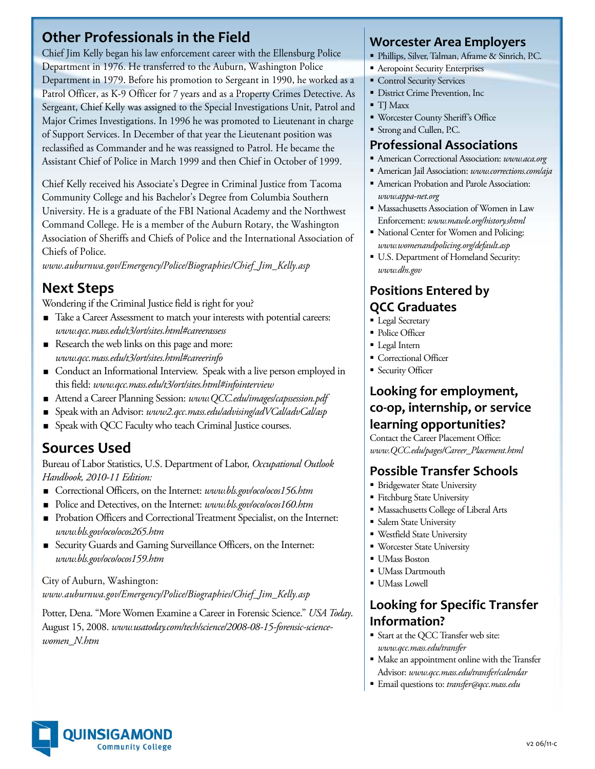## Other Professionals in the Field

Chief Jim Kelly began his law enforcement career with the Ellensburg Police Department in 1976. He transferred to the Auburn, Washington Police Department in 1979. Before his promotion to Sergeant in 1990, he worked as a Patrol Officer, as K-9 Officer for 7 years and as a Property Crimes Detective. As Sergeant, Chief Kelly was assigned to the Special Investigations Unit, Patrol and Major Crimes Investigations. In 1996 he was promoted to Lieutenant in charge of Support Services. In December of that year the Lieutenant position was reclassified as Commander and he was reassigned to Patrol. He became the Assistant Chief of Police in March 1999 and then Chief in October of 1999.

Chief Kelly received his Associate's Degree in Criminal Justice from Tacoma Community College and his Bachelor's Degree from Columbia Southern University. He is a graduate of the FBI National Academy and the Northwest Command College. He is a member of the Auburn Rotary, the Washington Association of Sheriffs and Chiefs of Police and the International Association of Chiefs of Police.
*www.auburnwa.gov/Emergency/Police/Biographies/Chief_Jim_Kelly.asp*

## Next Steps

Wondering if the Criminal Justice field is right for you?

- Take a Career Assessment to match your interests with potential careers: *www.qcc.mass.edu/t3/ort/sites.html#careerassess*
- Research the web links on this page and more: *www.qcc.mass.edu/t3/ort/sites.html#careerinfo*
- Conduct an Informational Interview. Speak with a live person employed in this field: *www.qcc.mass.edu/t3/ort/sites.html#infointerview*
- Attend a Career Planning Session: *www.QCC.edu/images/capssession.pdf*
- Speak with an Advisor: *www2.qcc.mass.edu/advising/adVCal/advCal/asp*
- Speak with QCC Faculty who teach Criminal Justice courses.

## Sources Used

Bureau of Labor Statistics, U.S. Department of Labor, *Occupational Outlook Handbook, 2010-11 Edition:*

- Correctional Officers, on the Internet: *www.bls.gov/oco/ocos156.htm*
- Police and Detectives, on the Internet: *www.bls.gov/oco/ocos160.htm*
- Probation Officers and Correctional Treatment Specialist, on the Internet: *www.bls.gov/oco/ocos265.htm*
- Security Guards and Gaming Surveillance Officers, on the Internet: *www.bls.gov/oco/ocos159.htm*

City of Auburn, Washington:
*www.auburnwa.gov/Emergency/Police/Biographies/Chief_Jim_Kelly.asp*

Potter, Dena. "More Women Examine a Career in Forensic Science." *USA Today*. August 15, 2008. *www.usatoday.com/tech/science/2008-08-15-forensic-science-women_N.htm*

## Worcester Area Employers

- Phillips, Silver, Talman, Aframe & Sinrich, P.C.
- Aeropoint Security Enterprises
- Control Security Services
- District Crime Prevention, Inc
- TJ Maxx
- Worcester County Sheriff's Office
- Strong and Cullen, P.C.

## Professional Associations

- American Correctional Association: *www.aca.org*
- American Jail Association: *www.corrections.com/aja*
- American Probation and Parole Association: *www.appa-net.org*
- Massachusetts Association of Women in Law Enforcement: *www.mawle.org/history.shtml*
- National Center for Women and Policing: *www.womenandpolicing.org/default.asp*
- U.S. Department of Homeland Security: *www.dhs.gov*

## Positions Entered by QCC Graduates

- Legal Secretary
- Police Officer
- Legal Intern
- Correctional Officer
- Security Officer

## Looking for employment, co-op, internship, or service learning opportunities?

Contact the Career Placement Office:
*www.QCC.edu/pages/Career_Placement.html*

## Possible Transfer Schools

- Bridgewater State University
- Fitchburg State University
- Massachusetts College of Liberal Arts
- Salem State University
- Westfield State University
- Worcester State University
- UMass Boston
- UMass Dartmouth
- UMass Lowell

## Looking for Specific Transfer Information?

- Start at the QCC Transfer web site: *www.qcc.mass.edu/transfer*
- Make an appointment online with the Transfer Advisor: *www.qcc.mass.edu/transfer/calendar*
- Email questions to: *transfer@qcc.mass.edu*

QUINSIGAMOND Community College

v2 06/11-c